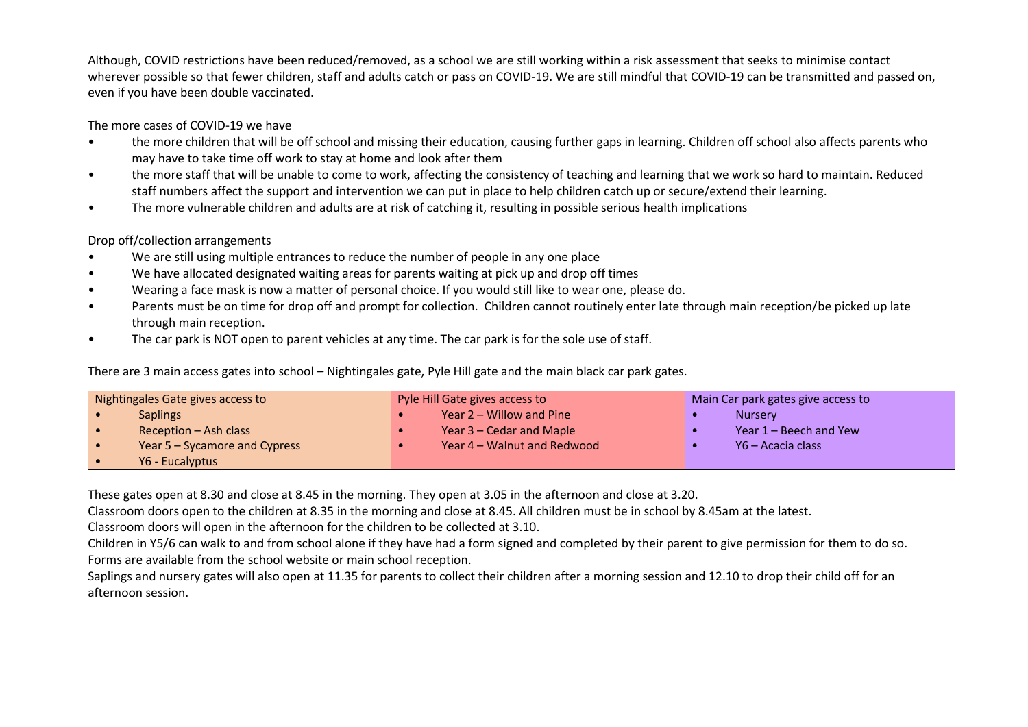Although, COVID restrictions have been reduced/removed, as a school we are still working within a risk assessment that seeks to minimise contact wherever possible so that fewer children, staff and adults catch or pass on COVID-19. We are still mindful that COVID-19 can be transmitted and passed on, even if you have been double vaccinated.

The more cases of COVID-19 we have

- the more children that will be off school and missing their education, causing further gaps in learning. Children off school also affects parents who may have to take time off work to stay at home and look after them
- the more staff that will be unable to come to work, affecting the consistency of teaching and learning that we work so hard to maintain. Reduced staff numbers affect the support and intervention we can put in place to help children catch up or secure/extend their learning.
- The more vulnerable children and adults are at risk of catching it, resulting in possible serious health implications

Drop off/collection arrangements

- We are still using multiple entrances to reduce the number of people in any one place
- We have allocated designated waiting areas for parents waiting at pick up and drop off times
- Wearing a face mask is now a matter of personal choice. If you would still like to wear one, please do.
- Parents must be on time for drop off and prompt for collection. Children cannot routinely enter late through main reception/be picked up late through main reception.
- The car park is NOT open to parent vehicles at any time. The car park is for the sole use of staff.

There are 3 main access gates into school – Nightingales gate, Pyle Hill gate and the main black car park gates.

| Nightingales Gate gives access to | Pyle Hill Gate gives access to | Main Car park gates give access to |
|---|---|---|
| • Saplings | • Year 2 – Willow and Pine | • Nursery |
| • Reception – Ash class | • Year 3 – Cedar and Maple | • Year 1 – Beech and Yew |
| • Year 5 – Sycamore and Cypress | • Year 4 – Walnut and Redwood | • Y6 – Acacia class |
| • Y6 - Eucalyptus | | |

These gates open at 8.30 and close at 8.45 in the morning. They open at 3.05 in the afternoon and close at 3.20.
Classroom doors open to the children at 8.35 in the morning and close at 8.45. All children must be in school by 8.45am at the latest.
Classroom doors will open in the afternoon for the children to be collected at 3.10.
Children in Y5/6 can walk to and from school alone if they have had a form signed and completed by their parent to give permission for them to do so. Forms are available from the school website or main school reception.
Saplings and nursery gates will also open at 11.35 for parents to collect their children after a morning session and 12.10 to drop their child off for an afternoon session.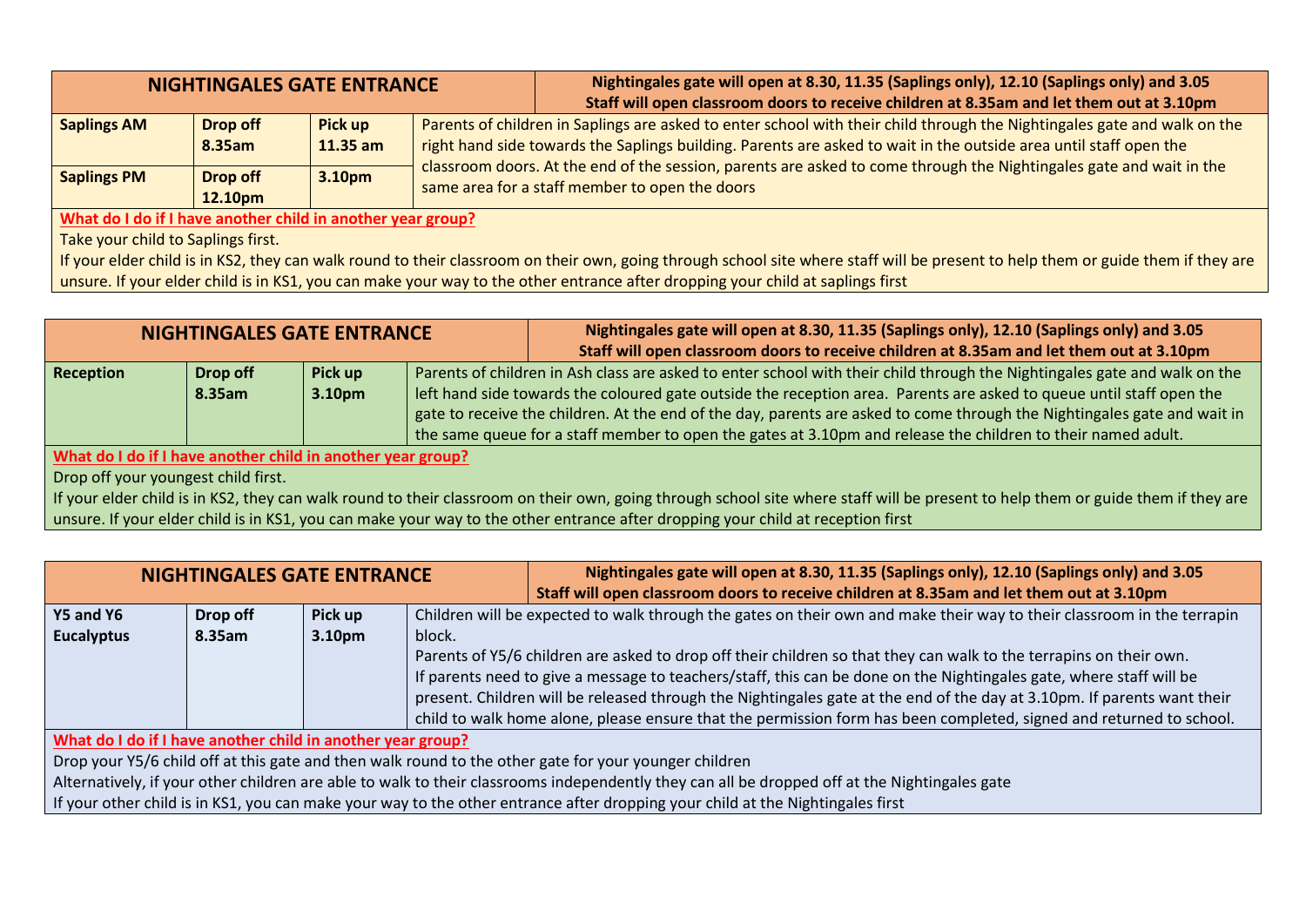| NIGHTINGALES GATE ENTRANCE | | | Nightingales gate will open at 8.30, 11.35 (Saplings only), 12.10 (Saplings only) and 3.05<br>Staff will open classroom doors to receive children at 8.35am and let them out at 3.10pm |
|---|---|---|---|
| **Saplings AM** | **Drop off 8.35am** | **Pick up 11.35 am** | Parents of children in Saplings are asked to enter school with their child through the Nightingales gate and walk on the right hand side towards the Saplings building. Parents are asked to wait in the outside area until staff open the classroom doors. At the end of the session, parents are asked to come through the Nightingales gate and wait in the same area for a staff member to open the doors |
| **Saplings PM** | **Drop off 12.10pm** | **3.10pm** | |

**What do I do if I have another child in another year group?**

Take your child to Saplings first.

If your elder child is in KS2, they can walk round to their classroom on their own, going through school site where staff will be present to help them or guide them if they are unsure. If your elder child is in KS1, you can make your way to the other entrance after dropping your child at saplings first

| NIGHTINGALES GATE ENTRANCE | | | Nightingales gate will open at 8.30, 11.35 (Saplings only), 12.10 (Saplings only) and 3.05<br>Staff will open classroom doors to receive children at 8.35am and let them out at 3.10pm |
|---|---|---|---|
| **Reception** | **Drop off 8.35am** | **Pick up 3.10pm** | Parents of children in Ash class are asked to enter school with their child through the Nightingales gate and walk on the left hand side towards the coloured gate outside the reception area. Parents are asked to queue until staff open the gate to receive the children. At the end of the day, parents are asked to come through the Nightingales gate and wait in the same queue for a staff member to open the gates at 3.10pm and release the children to their named adult. |

**What do I do if I have another child in another year group?**

Drop off your youngest child first.

If your elder child is in KS2, they can walk round to their classroom on their own, going through school site where staff will be present to help them or guide them if they are unsure. If your elder child is in KS1, you can make your way to the other entrance after dropping your child at reception first

| NIGHTINGALES GATE ENTRANCE | | | Nightingales gate will open at 8.30, 11.35 (Saplings only), 12.10 (Saplings only) and 3.05<br>Staff will open classroom doors to receive children at 8.35am and let them out at 3.10pm |
|---|---|---|---|
| **Y5 and Y6 Eucalyptus** | **Drop off 8.35am** | **Pick up 3.10pm** | Children will be expected to walk through the gates on their own and make their way to their classroom in the terrapin block.<br>Parents of Y5/6 children are asked to drop off their children so that they can walk to the terrapins on their own.<br>If parents need to give a message to teachers/staff, this can be done on the Nightingales gate, where staff will be present. Children will be released through the Nightingales gate at the end of the day at 3.10pm. If parents want their child to walk home alone, please ensure that the permission form has been completed, signed and returned to school. |

**What do I do if I have another child in another year group?**

Drop your Y5/6 child off at this gate and then walk round to the other gate for your younger children

Alternatively, if your other children are able to walk to their classrooms independently they can all be dropped off at the Nightingales gate

If your other child is in KS1, you can make your way to the other entrance after dropping your child at the Nightingales first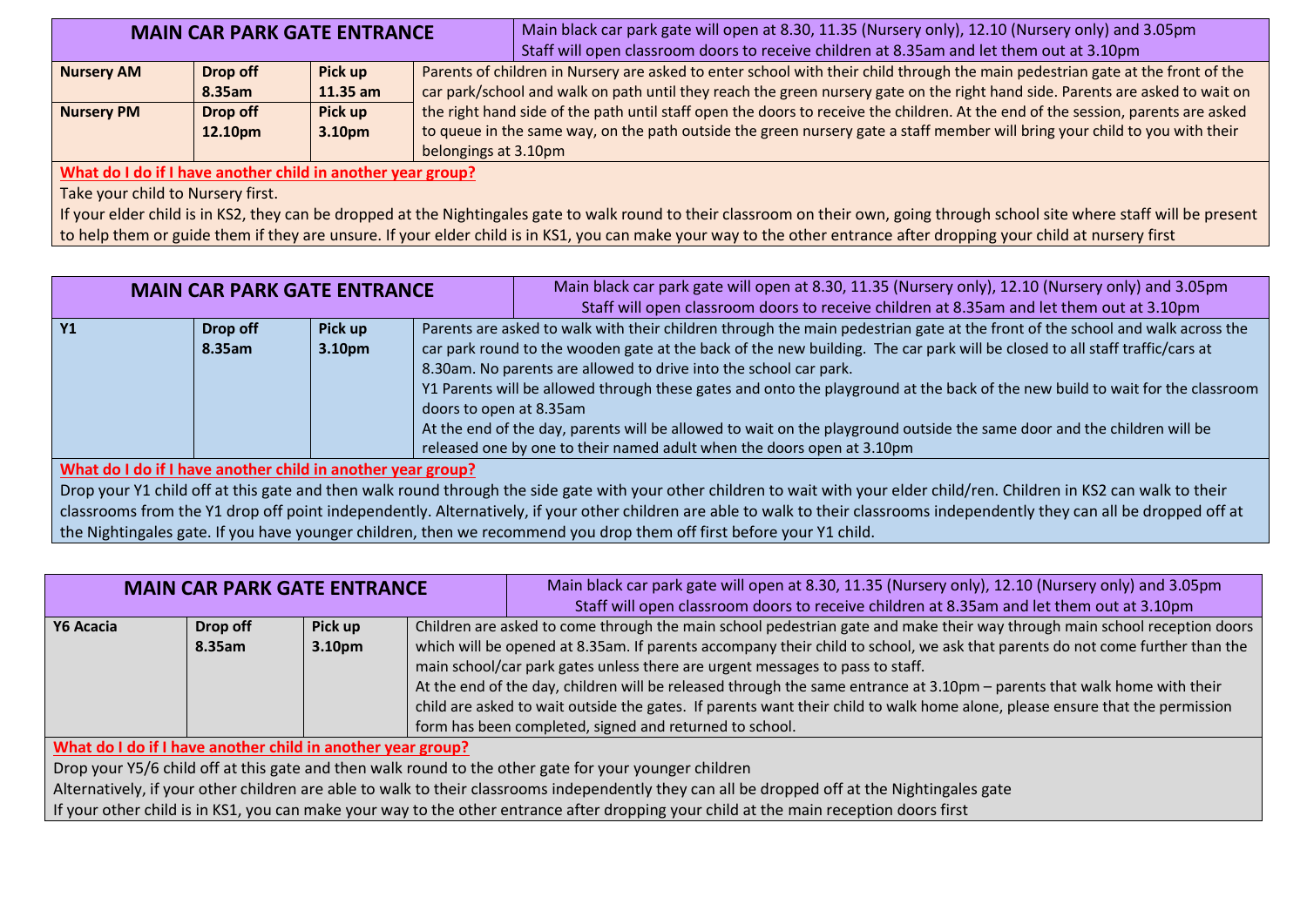| MAIN CAR PARK GATE ENTRANCE | | | Main black car park gate will open at 8.30, 11.35 (Nursery only), 12.10 (Nursery only) and 3.05pm<br>Staff will open classroom doors to receive children at 8.35am and let them out at 3.10pm |
| --- | --- | --- | --- |
| **Nursery AM** | **Drop off 8.35am** | **Pick up 11.35 am** | Parents of children in Nursery are asked to enter school with their child through the main pedestrian gate at the front of the car park/school and walk on path until they reach the green nursery gate on the right hand side. Parents are asked to wait on the right hand side of the path until staff open the doors to receive the children. At the end of the session, parents are asked to queue in the same way, on the path outside the green nursery gate a staff member will bring your child to you with their belongings at 3.10pm |
| **Nursery PM** | **Drop off 12.10pm** | **Pick up 3.10pm** | |

**What do I do if I have another child in another year group?**

Take your child to Nursery first.

If your elder child is in KS2, they can be dropped at the Nightingales gate to walk round to their classroom on their own, going through school site where staff will be present to help them or guide them if they are unsure. If your elder child is in KS1, you can make your way to the other entrance after dropping your child at nursery first

| MAIN CAR PARK GATE ENTRANCE | | | Main black car park gate will open at 8.30, 11.35 (Nursery only), 12.10 (Nursery only) and 3.05pm<br>Staff will open classroom doors to receive children at 8.35am and let them out at 3.10pm |
| --- | --- | --- | --- |
| **Y1** | **Drop off 8.35am** | **Pick up 3.10pm** | Parents are asked to walk with their children through the main pedestrian gate at the front of the school and walk across the car park round to the wooden gate at the back of the new building. The car park will be closed to all staff traffic/cars at 8.30am. No parents are allowed to drive into the school car park.<br>Y1 Parents will be allowed through these gates and onto the playground at the back of the new build to wait for the classroom doors to open at 8.35am<br>At the end of the day, parents will be allowed to wait on the playground outside the same door and the children will be released one by one to their named adult when the doors open at 3.10pm |

**What do I do if I have another child in another year group?**

Drop your Y1 child off at this gate and then walk round through the side gate with your other children to wait with your elder child/ren. Children in KS2 can walk to their classrooms from the Y1 drop off point independently. Alternatively, if your other children are able to walk to their classrooms independently they can all be dropped off at the Nightingales gate. If you have younger children, then we recommend you drop them off first before your Y1 child.

| MAIN CAR PARK GATE ENTRANCE | | | Main black car park gate will open at 8.30, 11.35 (Nursery only), 12.10 (Nursery only) and 3.05pm<br>Staff will open classroom doors to receive children at 8.35am and let them out at 3.10pm |
| --- | --- | --- | --- |
| **Y6 Acacia** | **Drop off 8.35am** | **Pick up 3.10pm** | Children are asked to come through the main school pedestrian gate and make their way through main school reception doors which will be opened at 8.35am. If parents accompany their child to school, we ask that parents do not come further than the main school/car park gates unless there are urgent messages to pass to staff.<br>At the end of the day, children will be released through the same entrance at 3.10pm – parents that walk home with their child are asked to wait outside the gates. If parents want their child to walk home alone, please ensure that the permission form has been completed, signed and returned to school. |

**What do I do if I have another child in another year group?**

Drop your Y5/6 child off at this gate and then walk round to the other gate for your younger children

Alternatively, if your other children are able to walk to their classrooms independently they can all be dropped off at the Nightingales gate

If your other child is in KS1, you can make your way to the other entrance after dropping your child at the main reception doors first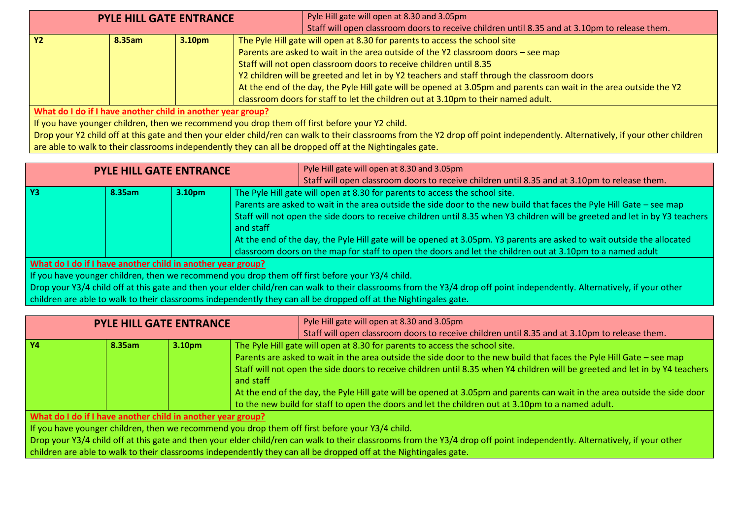| PYLE HILL GATE ENTRANCE | | | Pyle Hill gate will open at 8.30 and 3.05pm<br>Staff will open classroom doors to receive children until 8.35 and at 3.10pm to release them. |
|---|---|---|---|
| **Y2** | **8.35am** | **3.10pm** | The Pyle Hill gate will open at 8.30 for parents to access the school site<br>Parents are asked to wait in the area outside of the Y2 classroom doors – see map<br>Staff will not open classroom doors to receive children until 8.35<br>Y2 children will be greeted and let in by Y2 teachers and staff through the classroom doors<br>At the end of the day, the Pyle Hill gate will be opened at 3.05pm and parents can wait in the area outside the Y2 classroom doors for staff to let the children out at 3.10pm to their named adult. |

**What do I do if I have another child in another year group?**

If you have younger children, then we recommend you drop them off first before your Y2 child.

Drop your Y2 child off at this gate and then your elder child/ren can walk to their classrooms from the Y2 drop off point independently. Alternatively, if your other children are able to walk to their classrooms independently they can all be dropped off at the Nightingales gate.

| PYLE HILL GATE ENTRANCE | | | Pyle Hill gate will open at 8.30 and 3.05pm<br>Staff will open classroom doors to receive children until 8.35 and at 3.10pm to release them. |
|---|---|---|---|
| **Y3** | **8.35am** | **3.10pm** | The Pyle Hill gate will open at 8.30 for parents to access the school site.<br>Parents are asked to wait in the area outside the side door to the new build that faces the Pyle Hill Gate – see map<br>Staff will not open the side doors to receive children until 8.35 when Y3 children will be greeted and let in by Y3 teachers and staff<br>At the end of the day, the Pyle Hill gate will be opened at 3.05pm. Y3 parents are asked to wait outside the allocated classroom doors on the map for staff to open the doors and let the children out at 3.10pm to a named adult |

**What do I do if I have another child in another year group?**

If you have younger children, then we recommend you drop them off first before your Y3/4 child.

Drop your Y3/4 child off at this gate and then your elder child/ren can walk to their classrooms from the Y3/4 drop off point independently. Alternatively, if your other children are able to walk to their classrooms independently they can all be dropped off at the Nightingales gate.

| PYLE HILL GATE ENTRANCE | | | Pyle Hill gate will open at 8.30 and 3.05pm<br>Staff will open classroom doors to receive children until 8.35 and at 3.10pm to release them. |
|---|---|---|---|
| **Y4** | **8.35am** | **3.10pm** | The Pyle Hill gate will open at 8.30 for parents to access the school site.<br>Parents are asked to wait in the area outside the side door to the new build that faces the Pyle Hill Gate – see map<br>Staff will not open the side doors to receive children until 8.35 when Y4 children will be greeted and let in by Y4 teachers and staff<br>At the end of the day, the Pyle Hill gate will be opened at 3.05pm and parents can wait in the area outside the side door to the new build for staff to open the doors and let the children out at 3.10pm to a named adult. |

**What do I do if I have another child in another year group?**

If you have younger children, then we recommend you drop them off first before your Y3/4 child.

Drop your Y3/4 child off at this gate and then your elder child/ren can walk to their classrooms from the Y3/4 drop off point independently. Alternatively, if your other children are able to walk to their classrooms independently they can all be dropped off at the Nightingales gate.